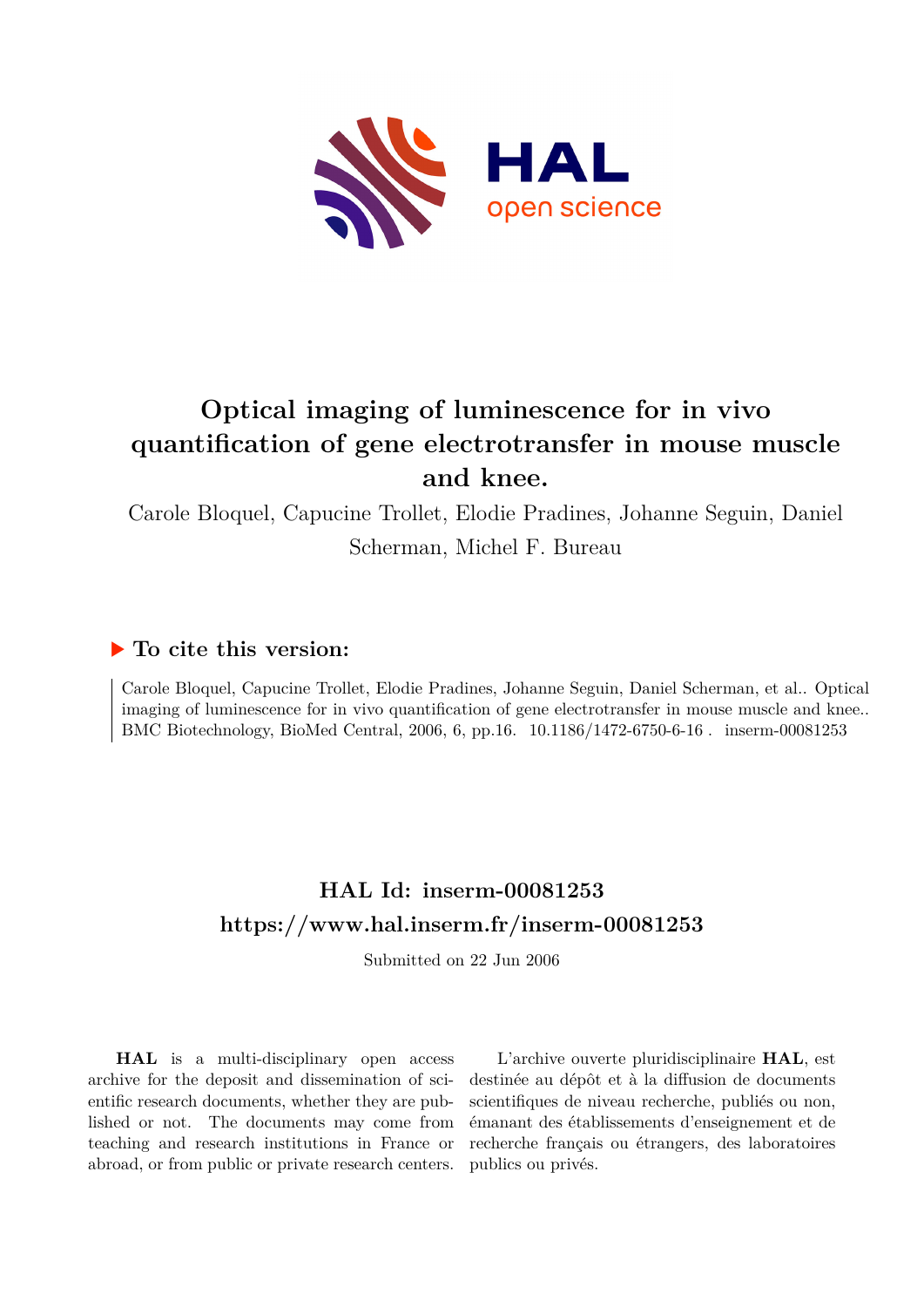# Optical imaging of luminescence for in vivo quantification of gene electrotransfer in mouse muscle and knee.

Carole Bloquel, Capucine Trollet, Elodie Pradines, Johanne Seguin, Daniel Scherman, Michel F. Bureau

## ▶ To cite this version:

Carole Bloquel, Capucine Trollet, Elodie Pradines, Johanne Seguin, Daniel Scherman, et al.. Optical imaging of luminescence for in vivo quantification of gene electrotransfer in mouse muscle and knee.. BMC Biotechnology, BioMed Central, 2006, 6, pp.16. 10.1186/1472-6750-6-16 . inserm-00081253

## HAL Id: inserm-00081253

## https://www.hal.inserm.fr/inserm-00081253

Submitted on 22 Jun 2006

**HAL** is a multi-disciplinary open access archive for the deposit and dissemination of scientific research documents, whether they are published or not. The documents may come from teaching and research institutions in France or abroad, or from public or private research centers.

L'archive ouverte pluridisciplinaire **HAL**, est destinée au dépôt et à la diffusion de documents scientifiques de niveau recherche, publiés ou non, émanant des établissements d'enseignement et de recherche français ou étrangers, des laboratoires publics ou privés.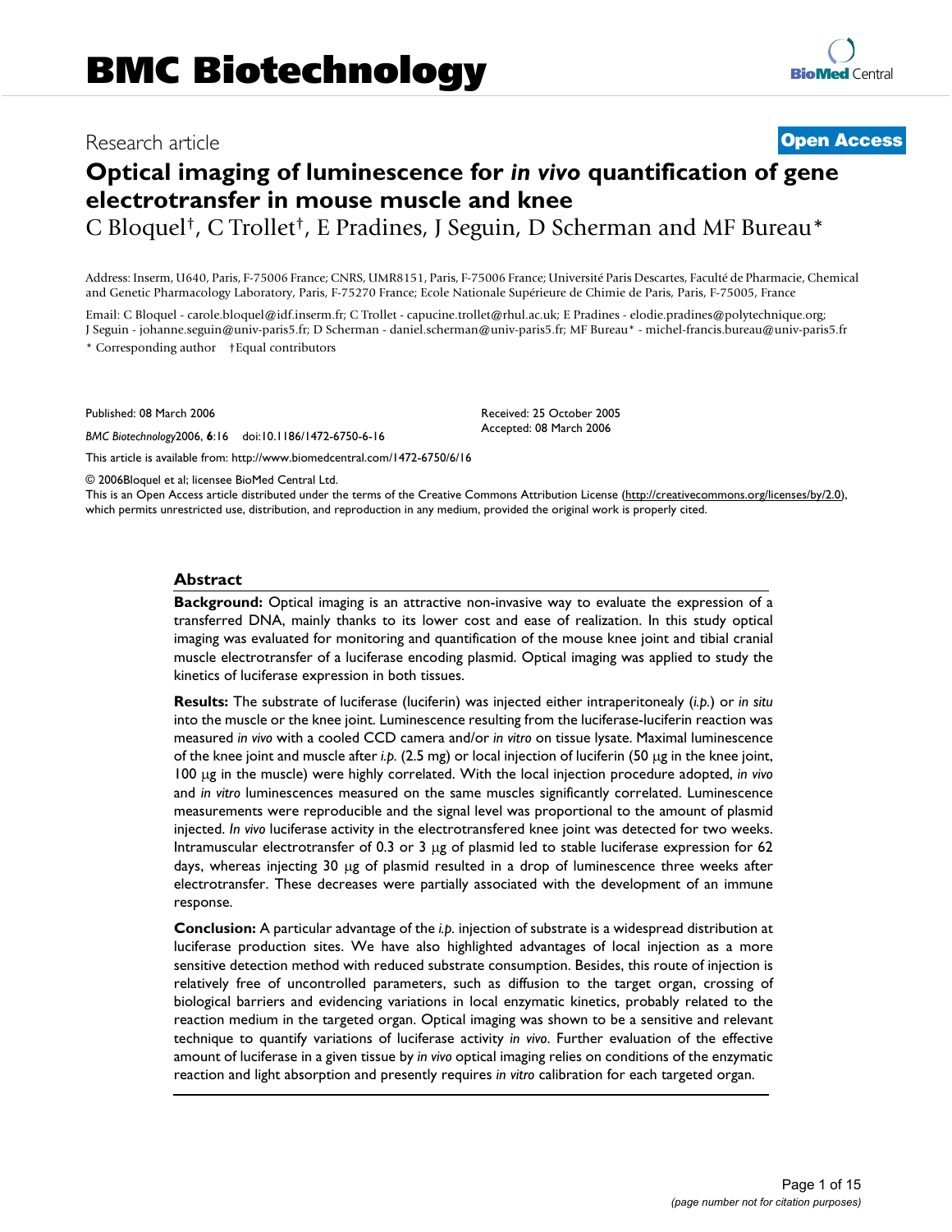# BMC Biotechnology

Research article

**Open Access**

# Optical imaging of luminescence for *in vivo* quantification of gene electrotransfer in mouse muscle and knee

C Bloquel†, C Trollet†, E Pradines, J Seguin, D Scherman and MF Bureau*

Address: Inserm, U640, Paris, F-75006 France; CNRS, UMR8151, Paris, F-75006 France; Université Paris Descartes, Faculté de Pharmacie, Chemical and Genetic Pharmacology Laboratory, Paris, F-75270 France; Ecole Nationale Supérieure de Chimie de Paris, Paris, F-75005, France

Email: C Bloquel - carole.bloquel@idf.inserm.fr; C Trollet - capucine.trollet@rhul.ac.uk; E Pradines - elodie.pradines@polytechnique.org; J Seguin - johanne.seguin@univ-paris5.fr; D Scherman - daniel.scherman@univ-paris5.fr; MF Bureau* - michel-francis.bureau@univ-paris5.fr

\* Corresponding author †Equal contributors

Published: 08 March 2006

*BMC Biotechnology*2006, **6**:16 doi:10.1186/1472-6750-6-16

Received: 25 October 2005
Accepted: 08 March 2006

This article is available from: http://www.biomedcentral.com/1472-6750/6/16

© 2006Bloquel et al; licensee BioMed Central Ltd.

This is an Open Access article distributed under the terms of the Creative Commons Attribution License (http://creativecommons.org/licenses/by/2.0), which permits unrestricted use, distribution, and reproduction in any medium, provided the original work is properly cited.

## Abstract

**Background:** Optical imaging is an attractive non-invasive way to evaluate the expression of a transferred DNA, mainly thanks to its lower cost and ease of realization. In this study optical imaging was evaluated for monitoring and quantification of the mouse knee joint and tibial cranial muscle electrotransfer of a luciferase encoding plasmid. Optical imaging was applied to study the kinetics of luciferase expression in both tissues.

**Results:** The substrate of luciferase (luciferin) was injected either intraperitonealy (*i.p.*) or *in situ* into the muscle or the knee joint. Luminescence resulting from the luciferase-luciferin reaction was measured *in vivo* with a cooled CCD camera and/or *in vitro* on tissue lysate. Maximal luminescence of the knee joint and muscle after *i.p.* (2.5 mg) or local injection of luciferin (50 μg in the knee joint, 100 μg in the muscle) were highly correlated. With the local injection procedure adopted, *in vivo* and *in vitro* luminescences measured on the same muscles significantly correlated. Luminescence measurements were reproducible and the signal level was proportional to the amount of plasmid injected. *In vivo* luciferase activity in the electrotransfered knee joint was detected for two weeks. Intramuscular electrotransfer of 0.3 or 3 μg of plasmid led to stable luciferase expression for 62 days, whereas injecting 30 μg of plasmid resulted in a drop of luminescence three weeks after electrotransfer. These decreases were partially associated with the development of an immune response.

**Conclusion:** A particular advantage of the *i.p.* injection of substrate is a widespread distribution at luciferase production sites. We have also highlighted advantages of local injection as a more sensitive detection method with reduced substrate consumption. Besides, this route of injection is relatively free of uncontrolled parameters, such as diffusion to the target organ, crossing of biological barriers and evidencing variations in local enzymatic kinetics, probably related to the reaction medium in the targeted organ. Optical imaging was shown to be a sensitive and relevant technique to quantify variations of luciferase activity *in vivo*. Further evaluation of the effective amount of luciferase in a given tissue by *in vivo* optical imaging relies on conditions of the enzymatic reaction and light absorption and presently requires *in vitro* calibration for each targeted organ.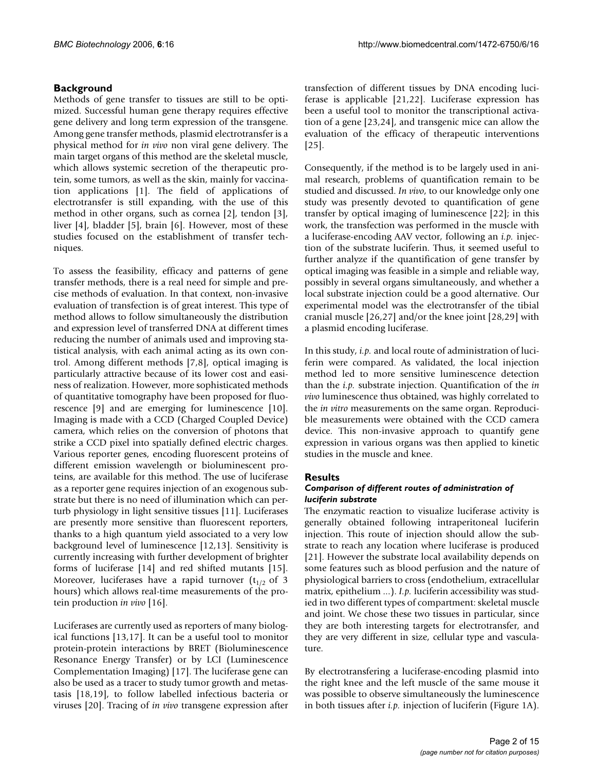## Background

Methods of gene transfer to tissues are still to be optimized. Successful human gene therapy requires effective gene delivery and long term expression of the transgene. Among gene transfer methods, plasmid electrotransfer is a physical method for *in vivo* non viral gene delivery. The main target organs of this method are the skeletal muscle, which allows systemic secretion of the therapeutic protein, some tumors, as well as the skin, mainly for vaccination applications [1]. The field of applications of electrotransfer is still expanding, with the use of this method in other organs, such as cornea [2], tendon [3], liver [4], bladder [5], brain [6]. However, most of these studies focused on the establishment of transfer techniques.

To assess the feasibility, efficacy and patterns of gene transfer methods, there is a real need for simple and precise methods of evaluation. In that context, non-invasive evaluation of transfection is of great interest. This type of method allows to follow simultaneously the distribution and expression level of transferred DNA at different times reducing the number of animals used and improving statistical analysis, with each animal acting as its own control. Among different methods [7,8], optical imaging is particularly attractive because of its lower cost and easiness of realization. However, more sophisticated methods of quantitative tomography have been proposed for fluorescence [9] and are emerging for luminescence [10]. Imaging is made with a CCD (Charged Coupled Device) camera, which relies on the conversion of photons that strike a CCD pixel into spatially defined electric charges. Various reporter genes, encoding fluorescent proteins of different emission wavelength or bioluminescent proteins, are available for this method. The use of luciferase as a reporter gene requires injection of an exogenous substrate but there is no need of illumination which can perturb physiology in light sensitive tissues [11]. Luciferases are presently more sensitive than fluorescent reporters, thanks to a high quantum yield associated to a very low background level of luminescence [12,13]. Sensitivity is currently increasing with further development of brighter forms of luciferase [14] and red shifted mutants [15]. Moreover, luciferases have a rapid turnover ($t_{1/2}$ of 3 hours) which allows real-time measurements of the protein production *in vivo* [16].

Luciferases are currently used as reporters of many biological functions [13,17]. It can be a useful tool to monitor protein-protein interactions by BRET (Bioluminescence Resonance Energy Transfer) or by LCI (Luminescence Complementation Imaging) [17]. The luciferase gene can also be used as a tracer to study tumor growth and metastasis [18,19], to follow labelled infectious bacteria or viruses [20]. Tracing of *in vivo* transgene expression after transfection of different tissues by DNA encoding luciferase is applicable [21,22]. Luciferase expression has been a useful tool to monitor the transcriptional activation of a gene [23,24], and transgenic mice can allow the evaluation of the efficacy of therapeutic interventions [25].

Consequently, if the method is to be largely used in animal research, problems of quantification remain to be studied and discussed. *In vivo*, to our knowledge only one study was presently devoted to quantification of gene transfer by optical imaging of luminescence [22]; in this work, the transfection was performed in the muscle with a luciferase-encoding AAV vector, following an *i.p.* injection of the substrate luciferin. Thus, it seemed useful to further analyze if the quantification of gene transfer by optical imaging was feasible in a simple and reliable way, possibly in several organs simultaneously, and whether a local substrate injection could be a good alternative. Our experimental model was the electrotransfer of the tibial cranial muscle [26,27] and/or the knee joint [28,29] with a plasmid encoding luciferase.

In this study, *i.p.* and local route of administration of luciferin were compared. As validated, the local injection method led to more sensitive luminescence detection than the *i.p.* substrate injection. Quantification of the *in vivo* luminescence thus obtained, was highly correlated to the *in vitro* measurements on the same organ. Reproducible measurements were obtained with the CCD camera device. This non-invasive approach to quantify gene expression in various organs was then applied to kinetic studies in the muscle and knee.

## Results

### *Comparison of different routes of administration of luciferin substrate*

The enzymatic reaction to visualize luciferase activity is generally obtained following intraperitoneal luciferin injection. This route of injection should allow the substrate to reach any location where luciferase is produced [21]. However the substrate local availability depends on some features such as blood perfusion and the nature of physiological barriers to cross (endothelium, extracellular matrix, epithelium ...). *I.p.* luciferin accessibility was studied in two different types of compartment: skeletal muscle and joint. We chose these two tissues in particular, since they are both interesting targets for electrotransfer, and they are very different in size, cellular type and vasculature.

By electrotransfering a luciferase-encoding plasmid into the right knee and the left muscle of the same mouse it was possible to observe simultaneously the luminescence in both tissues after *i.p.* injection of luciferin (Figure 1A).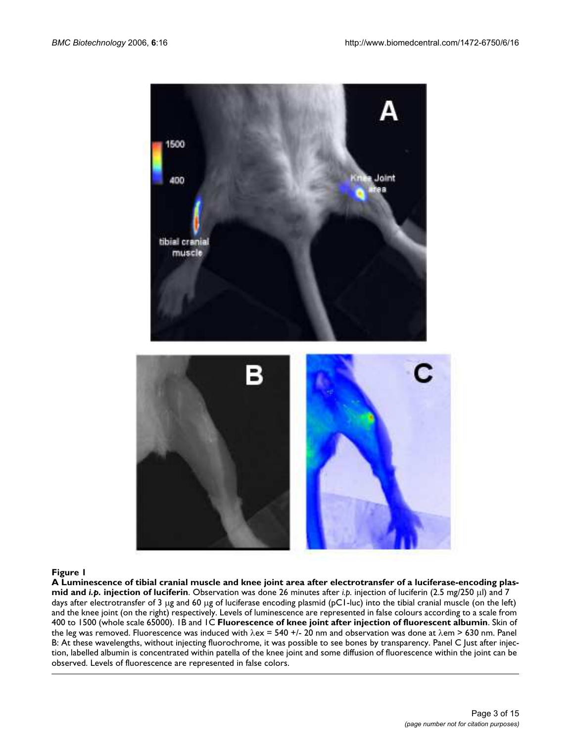**Figure 1**

**A Luminescence of tibial cranial muscle and knee joint area after electrotransfer of a luciferase-encoding plasmid and *i.p.* injection of luciferin**. Observation was done 26 minutes after *i.p.* injection of luciferin (2.5 mg/250 μl) and 7 days after electrotransfer of 3 μg and 60 μg of luciferase encoding plasmid (pC1-luc) into the tibial cranial muscle (on the left) and the knee joint (on the right) respectively. Levels of luminescence are represented in false colours according to a scale from 400 to 1500 (whole scale 65000). 1B and 1C **Fluorescence of knee joint after injection of fluorescent albumin**. Skin of the leg was removed. Fluorescence was induced with $\lambda ex = 540 \pm 20$ nm and observation was done at $\lambda em > 630$ nm. Panel B: At these wavelengths, without injecting fluorochrome, it was possible to see bones by transparency. Panel C Just after injection, labelled albumin is concentrated within patella of the knee joint and some diffusion of fluorescence within the joint can be observed. Levels of fluorescence are represented in false colors.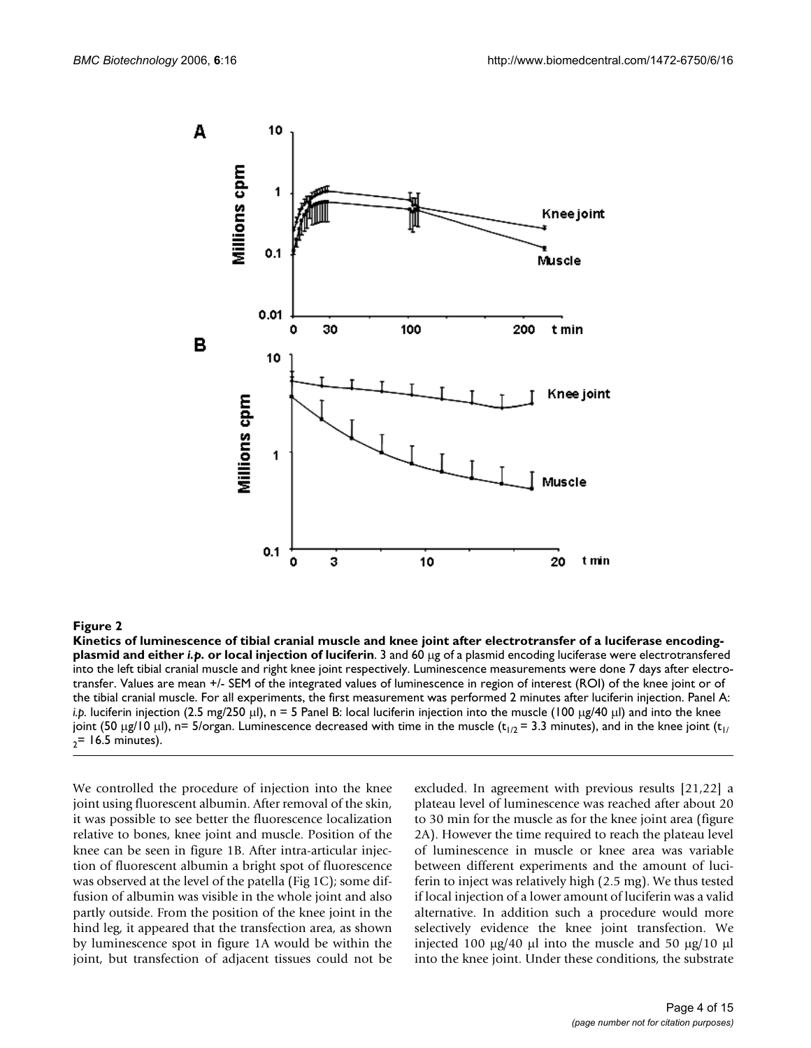**Figure 2**

**Kinetics of luminescence of tibial cranial muscle and knee joint after electrotransfer of a luciferase encoding-plasmid and either *i.p.* or local injection of luciferin**. 3 and 60 μg of a plasmid encoding luciferase were electrotransfered into the left tibial cranial muscle and right knee joint respectively. Luminescence measurements were done 7 days after electrotransfer. Values are mean +/- SEM of the integrated values of luminescence in region of interest (ROI) of the knee joint or of the tibial cranial muscle. For all experiments, the first measurement was performed 2 minutes after luciferin injection. Panel A: *i.p.* luciferin injection (2.5 mg/250 μl), n = 5 Panel B: local luciferin injection into the muscle (100 μg/40 μl) and into the knee joint (50 μg/10 μl), n= 5/organ. Luminescence decreased with time in the muscle ($t_{1/2}$ = 3.3 minutes), and in the knee joint ($t_{1/2}$= 16.5 minutes).

We controlled the procedure of injection into the knee joint using fluorescent albumin. After removal of the skin, it was possible to see better the fluorescence localization relative to bones, knee joint and muscle. Position of the knee can be seen in figure 1B. After intra-articular injection of fluorescent albumin a bright spot of fluorescence was observed at the level of the patella (Fig 1C); some diffusion of albumin was visible in the whole joint and also partly outside. From the position of the knee joint in the hind leg, it appeared that the transfection area, as shown by luminescence spot in figure 1A would be within the joint, but transfection of adjacent tissues could not be excluded. In agreement with previous results [21,22] a plateau level of luminescence was reached after about 20 to 30 min for the muscle as for the knee joint area (figure 2A). However the time required to reach the plateau level of luminescence in muscle or knee area was variable between different experiments and the amount of luciferin to inject was relatively high (2.5 mg). We thus tested if local injection of a lower amount of luciferin was a valid alternative. In addition such a procedure would more selectively evidence the knee joint transfection. We injected 100 μg/40 μl into the muscle and 50 μg/10 μl into the knee joint. Under these conditions, the substrate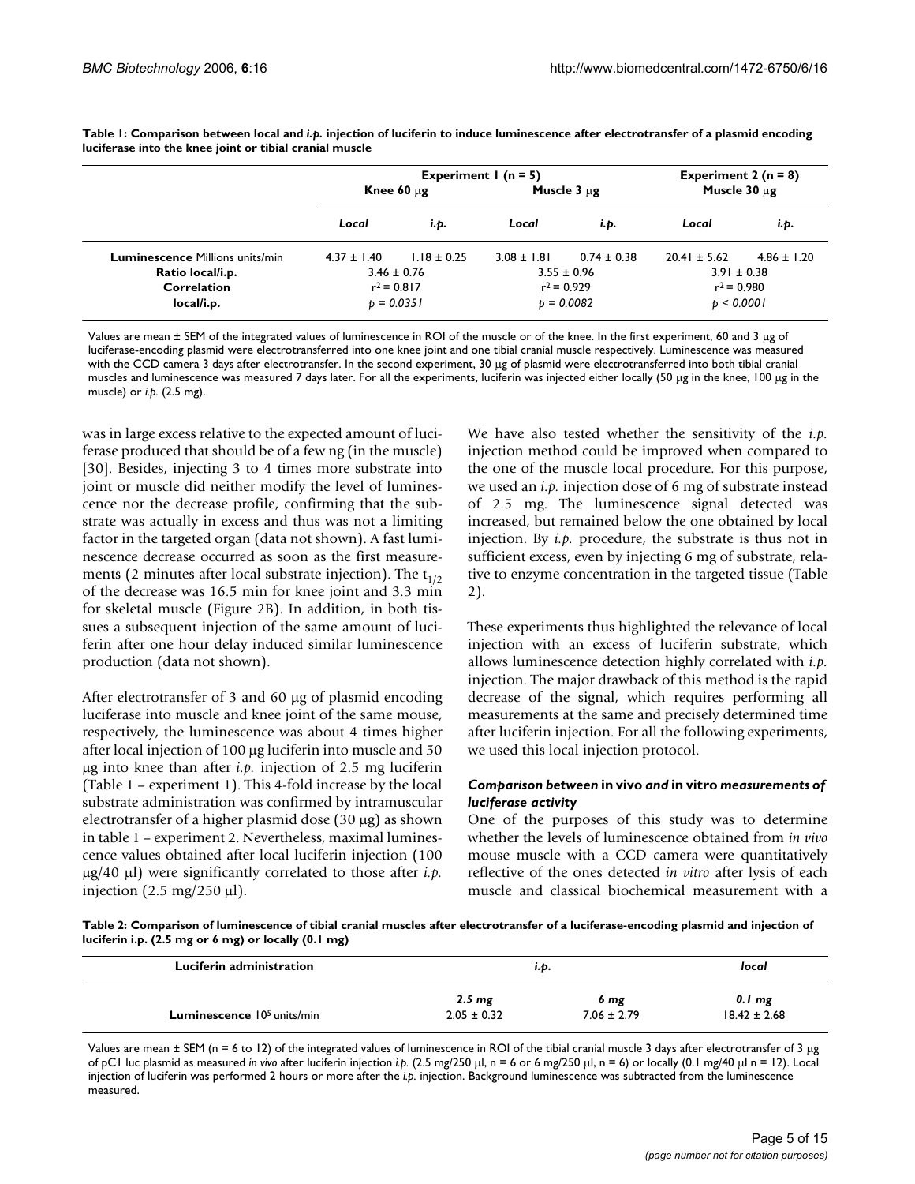**Table 1: Comparison between local and *i.p.* injection of luciferin to induce luminescence after electrotransfer of a plasmid encoding luciferase into the knee joint or tibial cranial muscle**

| | Experiment 1 (n = 5) | | | | Experiment 2 (n = 8) | |
|---|---|---|---|---|---|---|
| | Knee 60 μg | | Muscle 3 μg | | Muscle 30 μg | |
| | *Local* | *i.p.* | *Local* | *i.p.* | *Local* | *i.p.* |
| **Luminescence** Millions units/min | 4.37 ± 1.40 | 1.18 ± 0.25 | 3.08 ± 1.81 | 0.74 ± 0.38 | 20.41 ± 5.62 | 4.86 ± 1.20 |
| **Ratio local/i.p.** | 3.46 ± 0.76 | | 3.55 ± 0.96 | | 3.91 ± 0.38 | |
| **Correlation** | $r^2 = 0.817$ | | $r^2 = 0.929$ | | $r^2 = 0.980$ | |
| **local/i.p.** | $p = 0.0351$ | | $p = 0.0082$ | | $p < 0.0001$ | |

Values are mean ± SEM of the integrated values of luminescence in ROI of the muscle or of the knee. In the first experiment, 60 and 3 μg of luciferase-encoding plasmid were electrotransferred into one knee joint and one tibial cranial muscle respectively. Luminescence was measured with the CCD camera 3 days after electrotransfer. In the second experiment, 30 μg of plasmid were electrotransferred into both tibial cranial muscles and luminescence was measured 7 days later. For all the experiments, luciferin was injected either locally (50 μg in the knee, 100 μg in the muscle) or *i.p.* (2.5 mg).

was in large excess relative to the expected amount of luciferase produced that should be of a few ng (in the muscle) [30]. Besides, injecting 3 to 4 times more substrate into joint or muscle did neither modify the level of luminescence nor the decrease profile, confirming that the substrate was actually in excess and thus was not a limiting factor in the targeted organ (data not shown). A fast luminescence decrease occurred as soon as the first measurements (2 minutes after local substrate injection). The $t_{1/2}$ of the decrease was 16.5 min for knee joint and 3.3 min for skeletal muscle (Figure 2B). In addition, in both tissues a subsequent injection of the same amount of luciferin after one hour delay induced similar luminescence production (data not shown).

After electrotransfer of 3 and 60 μg of plasmid encoding luciferase into muscle and knee joint of the same mouse, respectively, the luminescence was about 4 times higher after local injection of 100 μg luciferin into muscle and 50 μg into knee than after *i.p.* injection of 2.5 mg luciferin (Table 1 – experiment 1). This 4-fold increase by the local substrate administration was confirmed by intramuscular electrotransfer of a higher plasmid dose (30 μg) as shown in table 1 – experiment 2. Nevertheless, maximal luminescence values obtained after local luciferin injection (100 μg/40 μl) were significantly correlated to those after *i.p.* injection (2.5 mg/250 μl).

We have also tested whether the sensitivity of the *i.p.* injection method could be improved when compared to the one of the muscle local procedure. For this purpose, we used an *i.p.* injection dose of 6 mg of substrate instead of 2.5 mg. The luminescence signal detected was increased, but remained below the one obtained by local injection. By *i.p.* procedure, the substrate is thus not in sufficient excess, even by injecting 6 mg of substrate, relative to enzyme concentration in the targeted tissue (Table 2).

These experiments thus highlighted the relevance of local injection with an excess of luciferin substrate, which allows luminescence detection highly correlated with *i.p.* injection. The major drawback of this method is the rapid decrease of the signal, which requires performing all measurements at the same and precisely determined time after luciferin injection. For all the following experiments, we used this local injection protocol.

### *Comparison between* in vivo *and* in vitro *measurements of luciferase activity*

One of the purposes of this study was to determine whether the levels of luminescence obtained from *in vivo* mouse muscle with a CCD camera were quantitatively reflective of the ones detected *in vitro* after lysis of each muscle and classical biochemical measurement with a

**Table 2: Comparison of luminescence of tibial cranial muscles after electrotransfer of a luciferase-encoding plasmid and injection of luciferin i.p. (2.5 mg or 6 mg) or locally (0.1 mg)**

| Luciferin administration | *i.p.* | | *local* |
|---|---|---|---|
| | *2.5 mg* | *6 mg* | *0.1 mg* |
| **Luminescence** $10^5$ units/min | 2.05 ± 0.32 | 7.06 ± 2.79 | 18.42 ± 2.68 |

Values are mean ± SEM (n = 6 to 12) of the integrated values of luminescence in ROI of the tibial cranial muscle 3 days after electrotransfer of 3 μg of pC1 luc plasmid as measured *in vivo* after luciferin injection *i.p.* (2.5 mg/250 μl, n = 6 or 6 mg/250 μl, n = 6) or locally (0.1 mg/40 μl n = 12). Local injection of luciferin was performed 2 hours or more after the *i.p.* injection. Background luminescence was subtracted from the luminescence measured.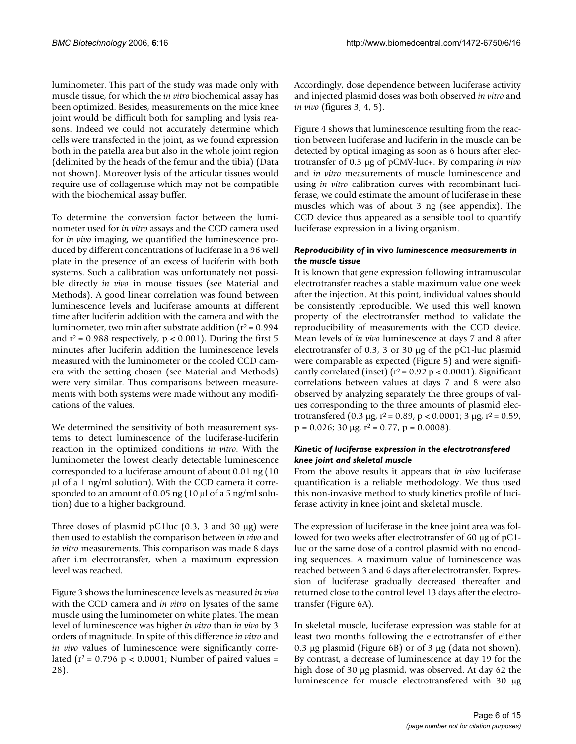luminometer. This part of the study was made only with muscle tissue, for which the *in vitro* biochemical assay has been optimized. Besides, measurements on the mice knee joint would be difficult both for sampling and lysis reasons. Indeed we could not accurately determine which cells were transfected in the joint, as we found expression both in the patella area but also in the whole joint region (delimited by the heads of the femur and the tibia) (Data not shown). Moreover lysis of the articular tissues would require use of collagenase which may not be compatible with the biochemical assay buffer.

To determine the conversion factor between the luminometer used for *in vitro* assays and the CCD camera used for *in vivo* imaging, we quantified the luminescence produced by different concentrations of luciferase in a 96 well plate in the presence of an excess of luciferin with both systems. Such a calibration was unfortunately not possible directly *in vivo* in mouse tissues (see Material and Methods). A good linear correlation was found between luminescence levels and luciferase amounts at different time after luciferin addition with the camera and with the luminometer, two min after substrate addition ($r^2 = 0.994$ and $r^2 = 0.988$ respectively, $p < 0.001$). During the first 5 minutes after luciferin addition the luminescence levels measured with the luminometer or the cooled CCD camera with the setting chosen (see Material and Methods) were very similar. Thus comparisons between measurements with both systems were made without any modifications of the values.

We determined the sensitivity of both measurement systems to detect luminescence of the luciferase-luciferin reaction in the optimized conditions *in vitro*. With the luminometer the lowest clearly detectable luminescence corresponded to a luciferase amount of about 0.01 ng (10 µl of a 1 ng/ml solution). With the CCD camera it corresponded to an amount of 0.05 ng (10 µl of a 5 ng/ml solution) due to a higher background.

Three doses of plasmid pC1luc (0.3, 3 and 30 µg) were then used to establish the comparison between *in vivo* and *in vitro* measurements. This comparison was made 8 days after i.m electrotransfer, when a maximum expression level was reached.

Figure 3 shows the luminescence levels as measured *in vivo* with the CCD camera and *in vitro* on lysates of the same muscle using the luminometer on white plates. The mean level of luminescence was higher *in vitro* than *in vivo* by 3 orders of magnitude. In spite of this difference *in vitro* and *in vivo* values of luminescence were significantly correlated ($r^2 = 0.796$ $p < 0.0001$; Number of paired values = 28).

Accordingly, dose dependence between luciferase activity and injected plasmid doses was both observed *in vitro* and *in vivo* (figures 3, 4, 5).

Figure 4 shows that luminescence resulting from the reaction between luciferase and luciferin in the muscle can be detected by optical imaging as soon as 6 hours after electrotransfer of 0.3 µg of pCMV-luc+. By comparing *in vivo* and *in vitro* measurements of muscle luminescence and using *in vitro* calibration curves with recombinant luciferase, we could estimate the amount of luciferase in these muscles which was of about 3 ng (see appendix). The CCD device thus appeared as a sensible tool to quantify luciferase expression in a living organism.

### *Reproducibility of* in vivo *luminescence measurements in the muscle tissue*

It is known that gene expression following intramuscular electrotransfer reaches a stable maximum value one week after the injection. At this point, individual values should be consistently reproducible. We used this well known property of the electrotransfer method to validate the reproducibility of measurements with the CCD device. Mean levels of *in vivo* luminescence at days 7 and 8 after electrotransfer of 0.3, 3 or 30 µg of the pC1-luc plasmid were comparable as expected (Figure 5) and were significantly correlated (inset) ($r^2 = 0.92$ $p < 0.0001$). Significant correlations between values at days 7 and 8 were also observed by analyzing separately the three groups of values corresponding to the three amounts of plasmid electrotransfered (0.3 µg, $r^2 = 0.89$, $p < 0.0001$; 3 µg, $r^2 = 0.59$, $p = 0.026$; 30 µg, $r^2 = 0.77$, $p = 0.0008$).

### *Kinetic of luciferase expression in the electrotransfered knee joint and skeletal muscle*

From the above results it appears that *in vivo* luciferase quantification is a reliable methodology. We thus used this non-invasive method to study kinetics profile of luciferase activity in knee joint and skeletal muscle.

The expression of luciferase in the knee joint area was followed for two weeks after electrotransfer of 60 µg of pC1-luc or the same dose of a control plasmid with no encoding sequences. A maximum value of luminescence was reached between 3 and 6 days after electrotransfer. Expression of luciferase gradually decreased thereafter and returned close to the control level 13 days after the electrotransfer (Figure 6A).

In skeletal muscle, luciferase expression was stable for at least two months following the electrotransfer of either 0.3 µg plasmid (Figure 6B) or of 3 µg (data not shown). By contrast, a decrease of luminescence at day 19 for the high dose of 30 µg plasmid, was observed. At day 62 the luminescence for muscle electrotransfered with 30 µg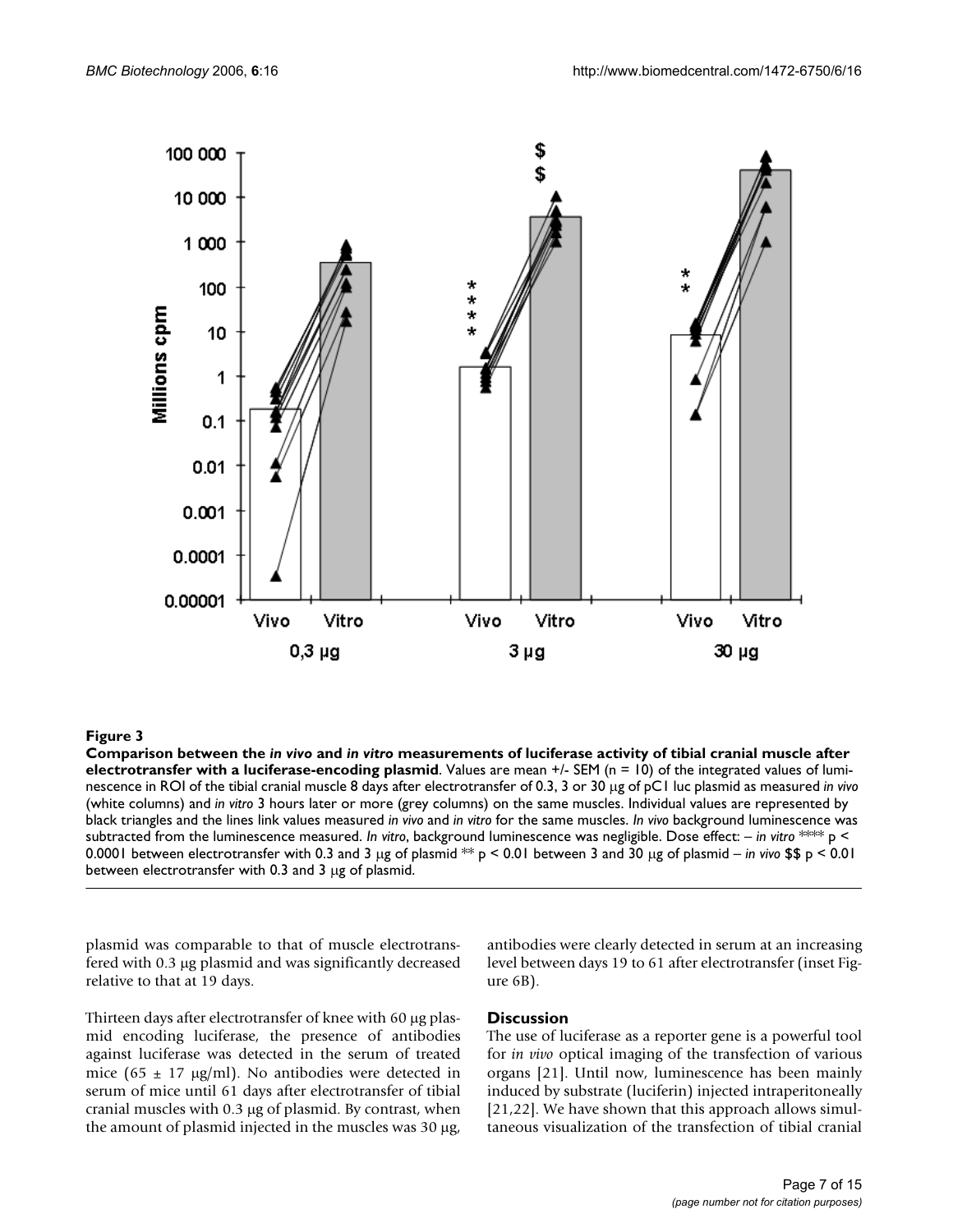**Figure 3**

**Comparison between the *in vivo* and *in vitro* measurements of luciferase activity of tibial cranial muscle after electrotransfer with a luciferase-encoding plasmid**. Values are mean +/- SEM (n = 10) of the integrated values of luminescence in ROI of the tibial cranial muscle 8 days after electrotransfer of 0.3, 3 or 30 μg of pC1 luc plasmid as measured *in vivo* (white columns) and *in vitro* 3 hours later or more (grey columns) on the same muscles. Individual values are represented by black triangles and the lines link values measured *in vivo* and *in vitro* for the same muscles. *In vivo* background luminescence was subtracted from the luminescence measured. *In vitro*, background luminescence was negligible. Dose effect: – *in vitro* **** $p < 0.0001$ between electrotransfer with 0.3 and 3 μg of plasmid ** $p < 0.01$ between 3 and 30 μg of plasmid – *in vivo* $$ $p < 0.01$ between electrotransfer with 0.3 and 3 μg of plasmid.

plasmid was comparable to that of muscle electrotransfered with 0.3 μg plasmid and was significantly decreased relative to that at 19 days.

Thirteen days after electrotransfer of knee with 60 μg plasmid encoding luciferase, the presence of antibodies against luciferase was detected in the serum of treated mice (65 ± 17 μg/ml). No antibodies were detected in serum of mice until 61 days after electrotransfer of tibial cranial muscles with 0.3 μg of plasmid. By contrast, when the amount of plasmid injected in the muscles was 30 μg, antibodies were clearly detected in serum at an increasing level between days 19 to 61 after electrotransfer (inset Figure 6B).

## Discussion

The use of luciferase as a reporter gene is a powerful tool for *in vivo* optical imaging of the transfection of various organs [21]. Until now, luminescence has been mainly induced by substrate (luciferin) injected intraperitoneally [21,22]. We have shown that this approach allows simultaneous visualization of the transfection of tibial cranial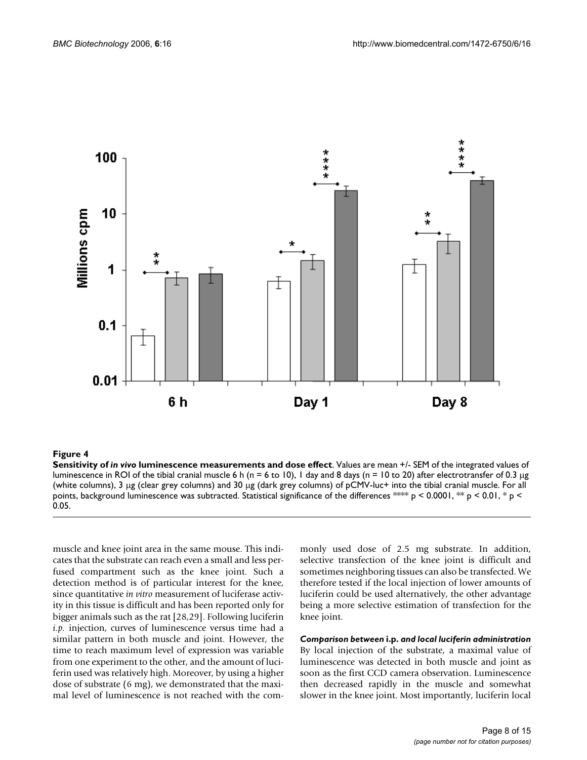**Figure 4**

**Sensitivity of *in vivo* luminescence measurements and dose effect**. Values are mean +/- SEM of the integrated values of luminescence in ROI of the tibial cranial muscle 6 h (n = 6 to 10), 1 day and 8 days (n = 10 to 20) after electrotransfer of 0.3 μg (white columns), 3 μg (clear grey columns) and 30 μg (dark grey columns) of pCMV-luc+ into the tibial cranial muscle. For all points, background luminescence was subtracted. Statistical significance of the differences **** $p < 0.0001$, ** $p < 0.01$, * $p < 0.05$.

muscle and knee joint area in the same mouse. This indicates that the substrate can reach even a small and less perfused compartment such as the knee joint. Such a detection method is of particular interest for the knee, since quantitative *in vitro* measurement of luciferase activity in this tissue is difficult and has been reported only for bigger animals such as the rat [28,29]. Following luciferin *i.p.* injection, curves of luminescence versus time had a similar pattern in both muscle and joint. However, the time to reach maximum level of expression was variable from one experiment to the other, and the amount of luciferin used was relatively high. Moreover, by using a higher dose of substrate (6 mg), we demonstrated that the maximal level of luminescence is not reached with the commonly used dose of 2.5 mg substrate. In addition, selective transfection of the knee joint is difficult and sometimes neighboring tissues can also be transfected. We therefore tested if the local injection of lower amounts of luciferin could be used alternatively, the other advantage being a more selective estimation of transfection for the knee joint.

### *Comparison between* i.p. *and local luciferin administration*

By local injection of the substrate, a maximal value of luminescence was detected in both muscle and joint as soon as the first CCD camera observation. Luminescence then decreased rapidly in the muscle and somewhat slower in the knee joint. Most importantly, luciferin local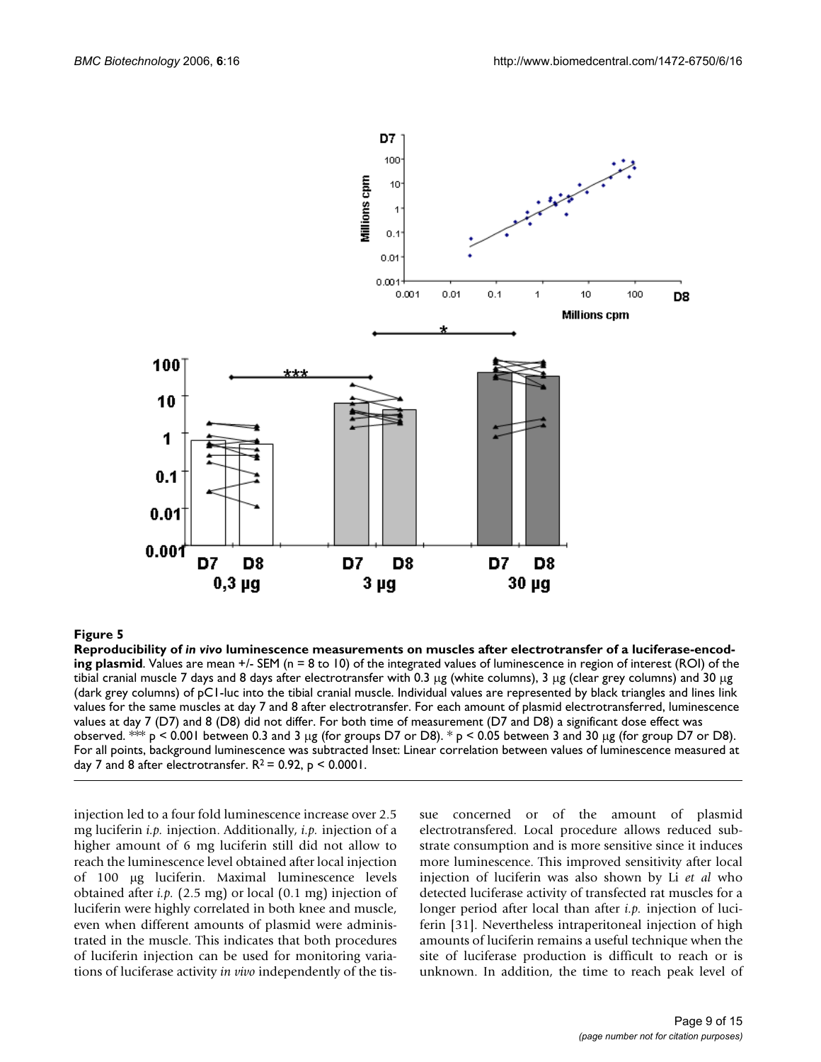**Figure 5**

**Reproducibility of *in vivo* luminescence measurements on muscles after electrotransfer of a luciferase-encoding plasmid**. Values are mean +/- SEM (n = 8 to 10) of the integrated values of luminescence in region of interest (ROI) of the tibial cranial muscle 7 days and 8 days after electrotransfer with 0.3 μg (white columns), 3 μg (clear grey columns) and 30 μg (dark grey columns) of pC1-luc into the tibial cranial muscle. Individual values are represented by black triangles and lines link values for the same muscles at day 7 and 8 after electrotransfer. For each amount of plasmid electrotransferred, luminescence values at day 7 (D7) and 8 (D8) did not differ. For both time of measurement (D7 and D8) a significant dose effect was observed. *** $p < 0.001$ between 0.3 and 3 μg (for groups D7 or D8). * $p < 0.05$ between 3 and 30 μg (for group D7 or D8). For all points, background luminescence was subtracted Inset: Linear correlation between values of luminescence measured at day 7 and 8 after electrotransfer. $R^2 = 0.92$, $p < 0.0001$.

injection led to a four fold luminescence increase over 2.5 mg luciferin *i.p.* injection. Additionally, *i.p.* injection of a higher amount of 6 mg luciferin still did not allow to reach the luminescence level obtained after local injection of 100 μg luciferin. Maximal luminescence levels obtained after *i.p.* (2.5 mg) or local (0.1 mg) injection of luciferin were highly correlated in both knee and muscle, even when different amounts of plasmid were administrated in the muscle. This indicates that both procedures of luciferin injection can be used for monitoring variations of luciferase activity *in vivo* independently of the tissue concerned or of the amount of plasmid electrotransfered. Local procedure allows reduced substrate consumption and is more sensitive since it induces more luminescence. This improved sensitivity after local injection of luciferin was also shown by Li *et al* who detected luciferase activity of transfected rat muscles for a longer period after local than after *i.p.* injection of luciferin [31]. Nevertheless intraperitoneal injection of high amounts of luciferin remains a useful technique when the site of luciferase production is difficult to reach or is unknown. In addition, the time to reach peak level of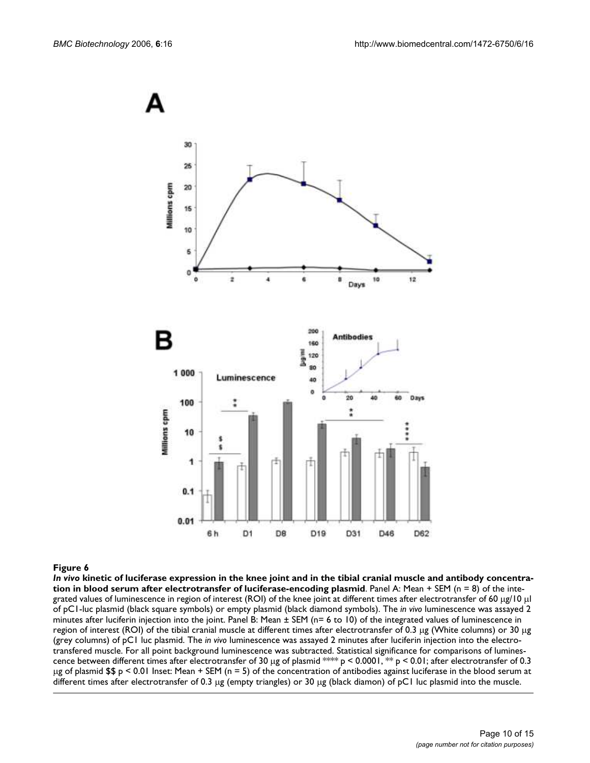**Figure 6**

***In vivo* kinetic of luciferase expression in the knee joint and in the tibial cranial muscle and antibody concentration in blood serum after electrotransfer of luciferase-encoding plasmid**. Panel A: Mean + SEM (n = 8) of the integrated values of luminescence in region of interest (ROI) of the knee joint at different times after electrotransfer of 60 μg/10 μl of pC1-luc plasmid (black square symbols) or empty plasmid (black diamond symbols). The *in vivo* luminescence was assayed 2 minutes after luciferin injection into the joint. Panel B: Mean ± SEM (n= 6 to 10) of the integrated values of luminescence in region of interest (ROI) of the tibial cranial muscle at different times after electrotransfer of 0.3 μg (White columns) or 30 μg (grey columns) of pC1 luc plasmid. The *in vivo* luminescence was assayed 2 minutes after luciferin injection into the electrotransfered muscle. For all point background luminescence was subtracted. Statistical significance for comparisons of luminescence between different times after electrotransfer of 30 μg of plasmid **** $p < 0.0001$, ** $p < 0.01$; after electrotransfer of 0.3 μg of plasmid $$ $p < 0.01$ Inset: Mean + SEM (n = 5) of the concentration of antibodies against luciferase in the blood serum at different times after electrotransfer of 0.3 μg (empty triangles) or 30 μg (black diamon) of pC1 luc plasmid into the muscle.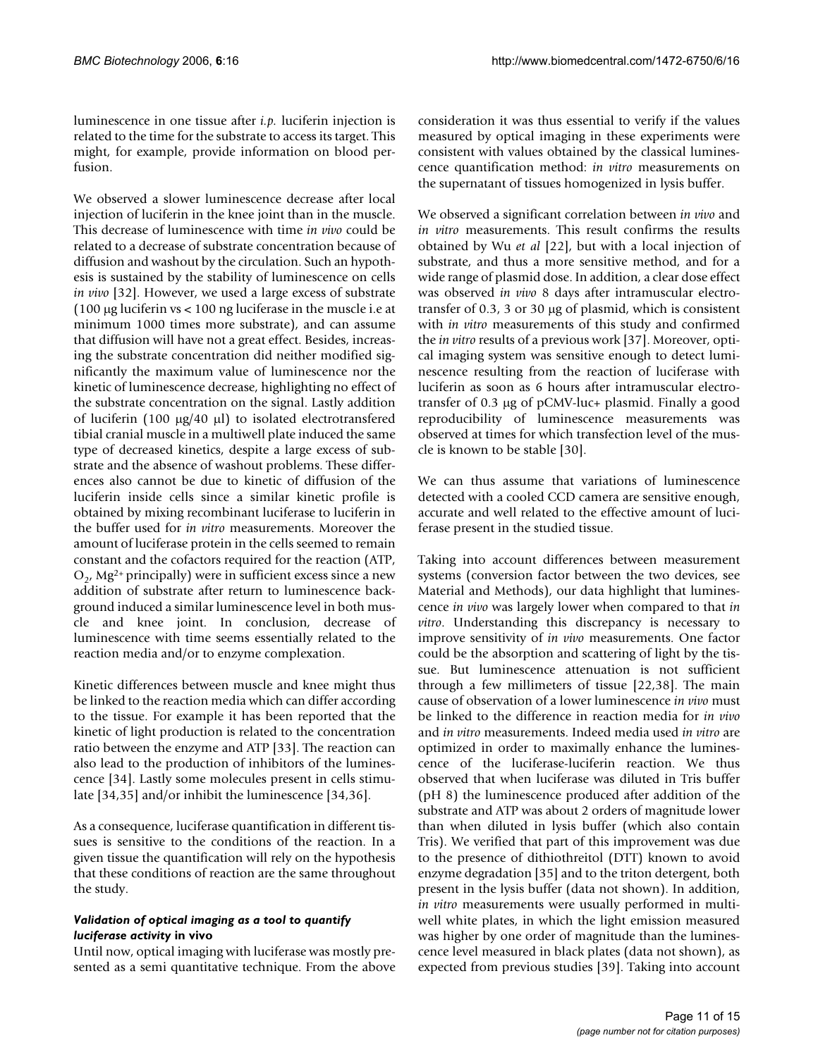luminescence in one tissue after *i.p.* luciferin injection is related to the time for the substrate to access its target. This might, for example, provide information on blood perfusion.

We observed a slower luminescence decrease after local injection of luciferin in the knee joint than in the muscle. This decrease of luminescence with time *in vivo* could be related to a decrease of substrate concentration because of diffusion and washout by the circulation. Such an hypothesis is sustained by the stability of luminescence on cells *in vivo* [32]. However, we used a large excess of substrate (100 μg luciferin vs < 100 ng luciferase in the muscle i.e at minimum 1000 times more substrate), and can assume that diffusion will have not a great effect. Besides, increasing the substrate concentration did neither modified significantly the maximum value of luminescence nor the kinetic of luminescence decrease, highlighting no effect of the substrate concentration on the signal. Lastly addition of luciferin (100 μg/40 μl) to isolated electrotransfered tibial cranial muscle in a multiwell plate induced the same type of decreased kinetics, despite a large excess of substrate and the absence of washout problems. These differences also cannot be due to kinetic of diffusion of the luciferin inside cells since a similar kinetic profile is obtained by mixing recombinant luciferase to luciferin in the buffer used for *in vitro* measurements. Moreover the amount of luciferase protein in the cells seemed to remain constant and the cofactors required for the reaction (ATP, $O_2$, $Mg^{2+}$ principally) were in sufficient excess since a new addition of substrate after return to luminescence background induced a similar luminescence level in both muscle and knee joint. In conclusion, decrease of luminescence with time seems essentially related to the reaction media and/or to enzyme complexation.

Kinetic differences between muscle and knee might thus be linked to the reaction media which can differ according to the tissue. For example it has been reported that the kinetic of light production is related to the concentration ratio between the enzyme and ATP [33]. The reaction can also lead to the production of inhibitors of the luminescence [34]. Lastly some molecules present in cells stimulate [34,35] and/or inhibit the luminescence [34,36].

As a consequence, luciferase quantification in different tissues is sensitive to the conditions of the reaction. In a given tissue the quantification will rely on the hypothesis that these conditions of reaction are the same throughout the study.

#### *Validation of optical imaging as a tool to quantify luciferase activity* in vivo

Until now, optical imaging with luciferase was mostly presented as a semi quantitative technique. From the above consideration it was thus essential to verify if the values measured by optical imaging in these experiments were consistent with values obtained by the classical luminescence quantification method: *in vitro* measurements on the supernatant of tissues homogenized in lysis buffer.

We observed a significant correlation between *in vivo* and *in vitro* measurements. This result confirms the results obtained by Wu *et al* [22], but with a local injection of substrate, and thus a more sensitive method, and for a wide range of plasmid dose. In addition, a clear dose effect was observed *in vivo* 8 days after intramuscular electrotransfer of 0.3, 3 or 30 μg of plasmid, which is consistent with *in vitro* measurements of this study and confirmed the *in vitro* results of a previous work [37]. Moreover, optical imaging system was sensitive enough to detect luminescence resulting from the reaction of luciferase with luciferin as soon as 6 hours after intramuscular electrotransfer of 0.3 μg of pCMV-luc+ plasmid. Finally a good reproducibility of luminescence measurements was observed at times for which transfection level of the muscle is known to be stable [30].

We can thus assume that variations of luminescence detected with a cooled CCD camera are sensitive enough, accurate and well related to the effective amount of luciferase present in the studied tissue.

Taking into account differences between measurement systems (conversion factor between the two devices, see Material and Methods), our data highlight that luminescence *in vivo* was largely lower when compared to that *in vitro*. Understanding this discrepancy is necessary to improve sensitivity of *in vivo* measurements. One factor could be the absorption and scattering of light by the tissue. But luminescence attenuation is not sufficient through a few millimeters of tissue [22,38]. The main cause of observation of a lower luminescence *in vivo* must be linked to the difference in reaction media for *in vivo* and *in vitro* measurements. Indeed media used *in vitro* are optimized in order to maximally enhance the luminescence of the luciferase-luciferin reaction. We thus observed that when luciferase was diluted in Tris buffer (pH 8) the luminescence produced after addition of the substrate and ATP was about 2 orders of magnitude lower than when diluted in lysis buffer (which also contain Tris). We verified that part of this improvement was due to the presence of dithiothreitol (DTT) known to avoid enzyme degradation [35] and to the triton detergent, both present in the lysis buffer (data not shown). In addition, *in vitro* measurements were usually performed in multiwell white plates, in which the light emission measured was higher by one order of magnitude than the luminescence level measured in black plates (data not shown), as expected from previous studies [39]. Taking into account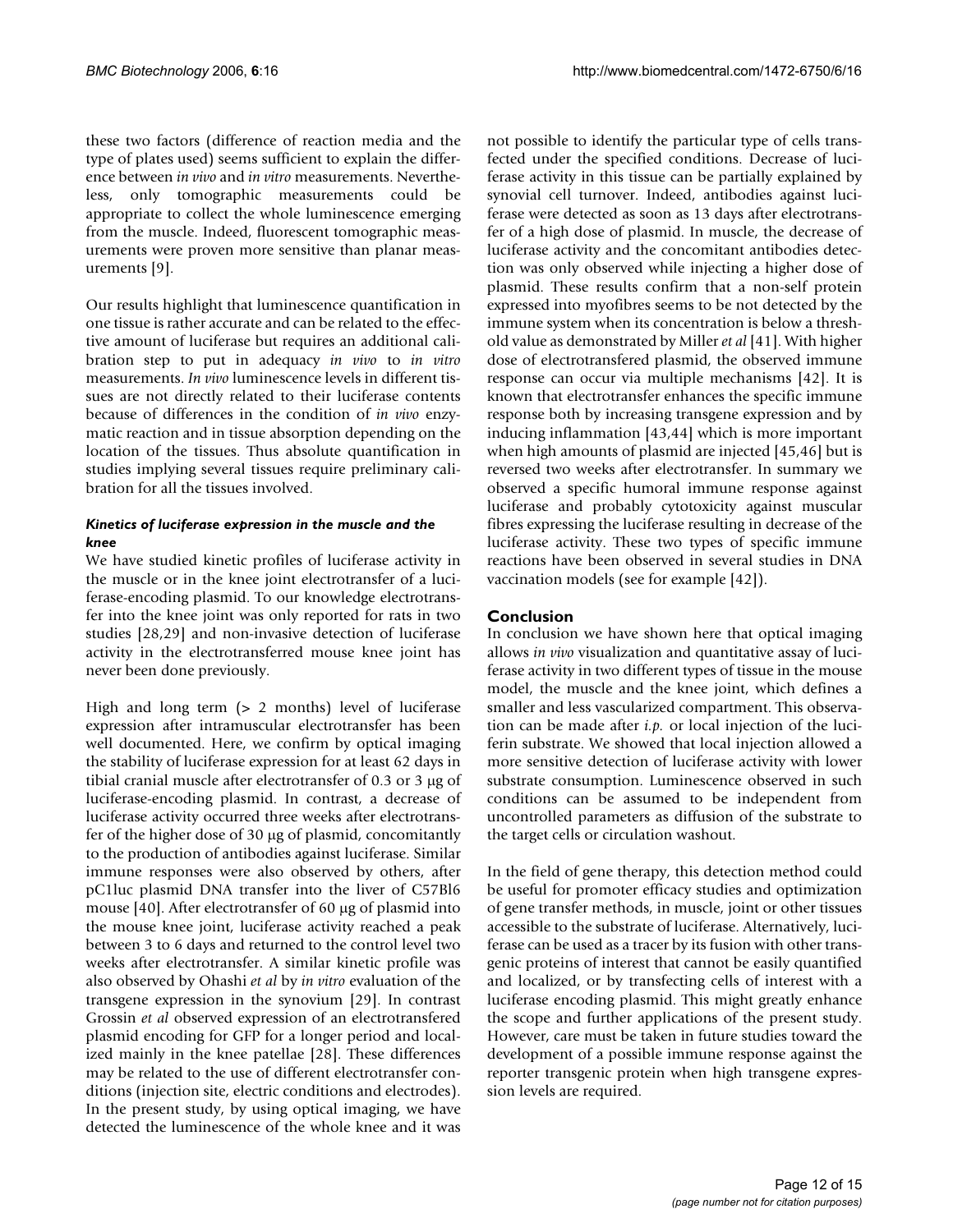these two factors (difference of reaction media and the type of plates used) seems sufficient to explain the difference between *in vivo* and *in vitro* measurements. Nevertheless, only tomographic measurements could be appropriate to collect the whole luminescence emerging from the muscle. Indeed, fluorescent tomographic measurements were proven more sensitive than planar measurements [9].

Our results highlight that luminescence quantification in one tissue is rather accurate and can be related to the effective amount of luciferase but requires an additional calibration step to put in adequacy *in vivo* to *in vitro* measurements. *In vivo* luminescence levels in different tissues are not directly related to their luciferase contents because of differences in the condition of *in vivo* enzymatic reaction and in tissue absorption depending on the location of the tissues. Thus absolute quantification in studies implying several tissues require preliminary calibration for all the tissues involved.

### *Kinetics of luciferase expression in the muscle and the knee*

We have studied kinetic profiles of luciferase activity in the muscle or in the knee joint electrotransfer of a luciferase-encoding plasmid. To our knowledge electrotransfer into the knee joint was only reported for rats in two studies [28,29] and non-invasive detection of luciferase activity in the electrotransferred mouse knee joint has never been done previously.

High and long term (> 2 months) level of luciferase expression after intramuscular electrotransfer has been well documented. Here, we confirm by optical imaging the stability of luciferase expression for at least 62 days in tibial cranial muscle after electrotransfer of 0.3 or 3 μg of luciferase-encoding plasmid. In contrast, a decrease of luciferase activity occurred three weeks after electrotransfer of the higher dose of 30 μg of plasmid, concomitantly to the production of antibodies against luciferase. Similar immune responses were also observed by others, after pC1luc plasmid DNA transfer into the liver of C57Bl6 mouse [40]. After electrotransfer of 60 μg of plasmid into the mouse knee joint, luciferase activity reached a peak between 3 to 6 days and returned to the control level two weeks after electrotransfer. A similar kinetic profile was also observed by Ohashi *et al* by *in vitro* evaluation of the transgene expression in the synovium [29]. In contrast Grossin *et al* observed expression of an electrotransfered plasmid encoding for GFP for a longer period and localized mainly in the knee patellae [28]. These differences may be related to the use of different electrotransfer conditions (injection site, electric conditions and electrodes). In the present study, by using optical imaging, we have detected the luminescence of the whole knee and it was not possible to identify the particular type of cells transfected under the specified conditions. Decrease of luciferase activity in this tissue can be partially explained by synovial cell turnover. Indeed, antibodies against luciferase were detected as soon as 13 days after electrotransfer of a high dose of plasmid. In muscle, the decrease of luciferase activity and the concomitant antibodies detection was only observed while injecting a higher dose of plasmid. These results confirm that a non-self protein expressed into myofibres seems to be not detected by the immune system when its concentration is below a threshold value as demonstrated by Miller *et al* [41]. With higher dose of electrotransfered plasmid, the observed immune response can occur via multiple mechanisms [42]. It is known that electrotransfer enhances the specific immune response both by increasing transgene expression and by inducing inflammation [43,44] which is more important when high amounts of plasmid are injected [45,46] but is reversed two weeks after electrotransfer. In summary we observed a specific humoral immune response against luciferase and probably cytotoxicity against muscular fibres expressing the luciferase resulting in decrease of the luciferase activity. These two types of specific immune reactions have been observed in several studies in DNA vaccination models (see for example [42]).

## Conclusion

In conclusion we have shown here that optical imaging allows *in vivo* visualization and quantitative assay of luciferase activity in two different types of tissue in the mouse model, the muscle and the knee joint, which defines a smaller and less vascularized compartment. This observation can be made after *i.p.* or local injection of the luciferin substrate. We showed that local injection allowed a more sensitive detection of luciferase activity with lower substrate consumption. Luminescence observed in such conditions can be assumed to be independent from uncontrolled parameters as diffusion of the substrate to the target cells or circulation washout.

In the field of gene therapy, this detection method could be useful for promoter efficacy studies and optimization of gene transfer methods, in muscle, joint or other tissues accessible to the substrate of luciferase. Alternatively, luciferase can be used as a tracer by its fusion with other transgenic proteins of interest that cannot be easily quantified and localized, or by transfecting cells of interest with a luciferase encoding plasmid. This might greatly enhance the scope and further applications of the present study. However, care must be taken in future studies toward the development of a possible immune response against the reporter transgenic protein when high transgene expression levels are required.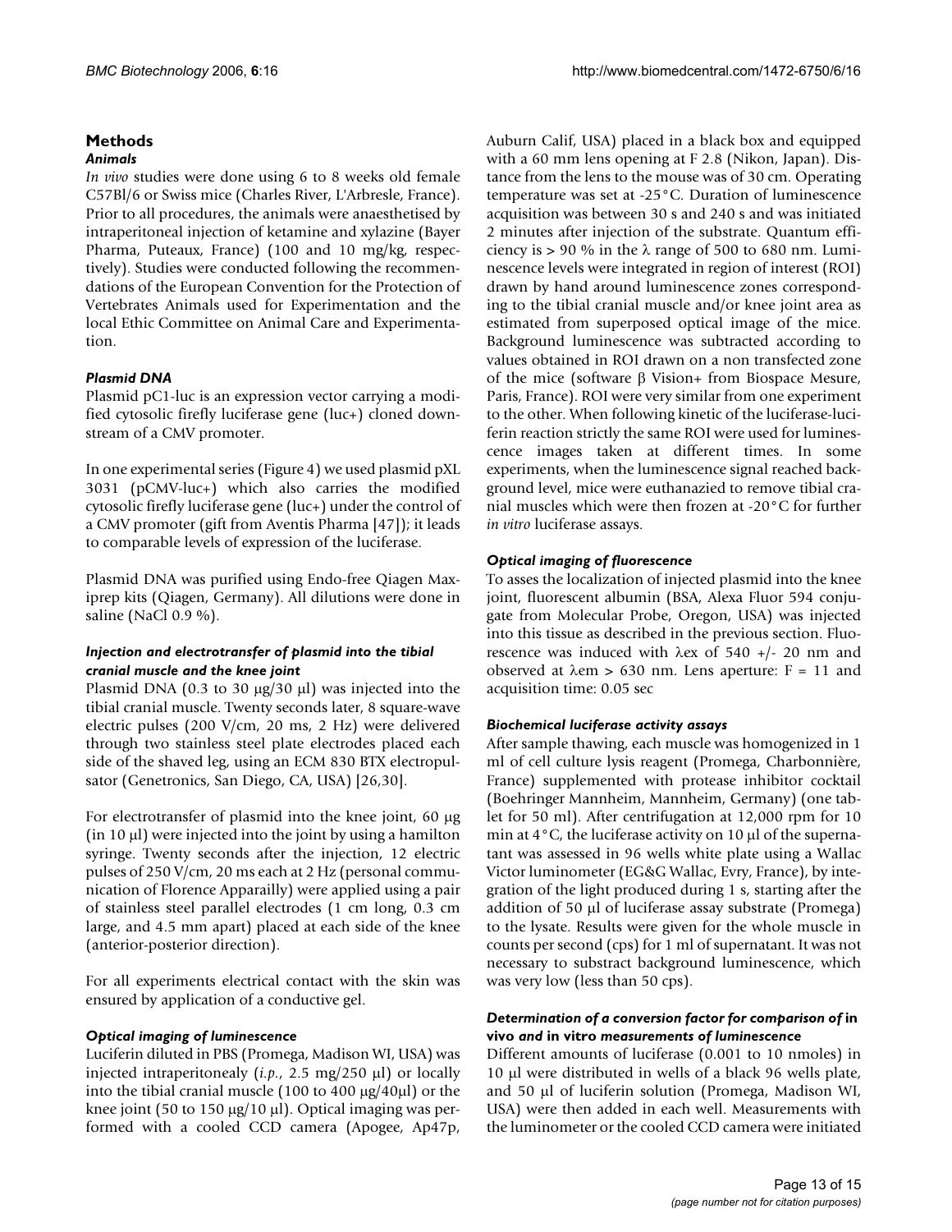## Methods

### *Animals*

*In vivo* studies were done using 6 to 8 weeks old female C57Bl/6 or Swiss mice (Charles River, L'Arbresle, France). Prior to all procedures, the animals were anaesthetised by intraperitoneal injection of ketamine and xylazine (Bayer Pharma, Puteaux, France) (100 and 10 mg/kg, respectively). Studies were conducted following the recommendations of the European Convention for the Protection of Vertebrates Animals used for Experimentation and the local Ethic Committee on Animal Care and Experimentation.

### *Plasmid DNA*

Plasmid pC1-luc is an expression vector carrying a modified cytosolic firefly luciferase gene (luc+) cloned downstream of a CMV promoter.

In one experimental series (Figure 4) we used plasmid pXL 3031 (pCMV-luc+) which also carries the modified cytosolic firefly luciferase gene (luc+) under the control of a CMV promoter (gift from Aventis Pharma [47]); it leads to comparable levels of expression of the luciferase.

Plasmid DNA was purified using Endo-free Qiagen Maxiprep kits (Qiagen, Germany). All dilutions were done in saline (NaCl 0.9 %).

### *Injection and electrotransfer of plasmid into the tibial cranial muscle and the knee joint*

Plasmid DNA (0.3 to 30 μg/30 μl) was injected into the tibial cranial muscle. Twenty seconds later, 8 square-wave electric pulses (200 V/cm, 20 ms, 2 Hz) were delivered through two stainless steel plate electrodes placed each side of the shaved leg, using an ECM 830 BTX electropulsator (Genetronics, San Diego, CA, USA) [26,30].

For electrotransfer of plasmid into the knee joint, 60 μg (in 10 μl) were injected into the joint by using a hamilton syringe. Twenty seconds after the injection, 12 electric pulses of 250 V/cm, 20 ms each at 2 Hz (personal communication of Florence Apparailly) were applied using a pair of stainless steel parallel electrodes (1 cm long, 0.3 cm large, and 4.5 mm apart) placed at each side of the knee (anterior-posterior direction).

For all experiments electrical contact with the skin was ensured by application of a conductive gel.

### *Optical imaging of luminescence*

Luciferin diluted in PBS (Promega, Madison WI, USA) was injected intraperitonealy (*i.p.*, 2.5 mg/250 μl) or locally into the tibial cranial muscle (100 to 400 μg/40μl) or the knee joint (50 to 150 μg/10 μl). Optical imaging was performed with a cooled CCD camera (Apogee, Ap47p, Auburn Calif, USA) placed in a black box and equipped with a 60 mm lens opening at F 2.8 (Nikon, Japan). Distance from the lens to the mouse was of 30 cm. Operating temperature was set at -25°C. Duration of luminescence acquisition was between 30 s and 240 s and was initiated 2 minutes after injection of the substrate. Quantum efficiency is > 90 % in the λ range of 500 to 680 nm. Luminescence levels were integrated in region of interest (ROI) drawn by hand around luminescence zones corresponding to the tibial cranial muscle and/or knee joint area as estimated from superposed optical image of the mice. Background luminescence was subtracted according to values obtained in ROI drawn on a non transfected zone of the mice (software β Vision+ from Biospace Mesure, Paris, France). ROI were very similar from one experiment to the other. When following kinetic of the luciferase-luciferin reaction strictly the same ROI were used for luminescence images taken at different times. In some experiments, when the luminescence signal reached background level, mice were euthanazied to remove tibial cranial muscles which were then frozen at -20°C for further *in vitro* luciferase assays.

### *Optical imaging of fluorescence*

To asses the localization of injected plasmid into the knee joint, fluorescent albumin (BSA, Alexa Fluor 594 conjugate from Molecular Probe, Oregon, USA) was injected into this tissue as described in the previous section. Fluorescence was induced with λex of 540 +/- 20 nm and observed at λem > 630 nm. Lens aperture: F = 11 and acquisition time: 0.05 sec

### *Biochemical luciferase activity assays*

After sample thawing, each muscle was homogenized in 1 ml of cell culture lysis reagent (Promega, Charbonnière, France) supplemented with protease inhibitor cocktail (Boehringer Mannheim, Mannheim, Germany) (one tablet for 50 ml). After centrifugation at 12,000 rpm for 10 min at 4°C, the luciferase activity on 10 μl of the supernatant was assessed in 96 wells white plate using a Wallac Victor luminometer (EG&G Wallac, Evry, France), by integration of the light produced during 1 s, starting after the addition of 50 μl of luciferase assay substrate (Promega) to the lysate. Results were given for the whole muscle in counts per second (cps) for 1 ml of supernatant. It was not necessary to substract background luminescence, which was very low (less than 50 cps).

### *Determination of a conversion factor for comparison of* **in vivo** *and* **in vitro** *measurements of luminescence*

Different amounts of luciferase (0.001 to 10 nmoles) in 10 μl were distributed in wells of a black 96 wells plate, and 50 μl of luciferin solution (Promega, Madison WI, USA) were then added in each well. Measurements with the luminometer or the cooled CCD camera were initiated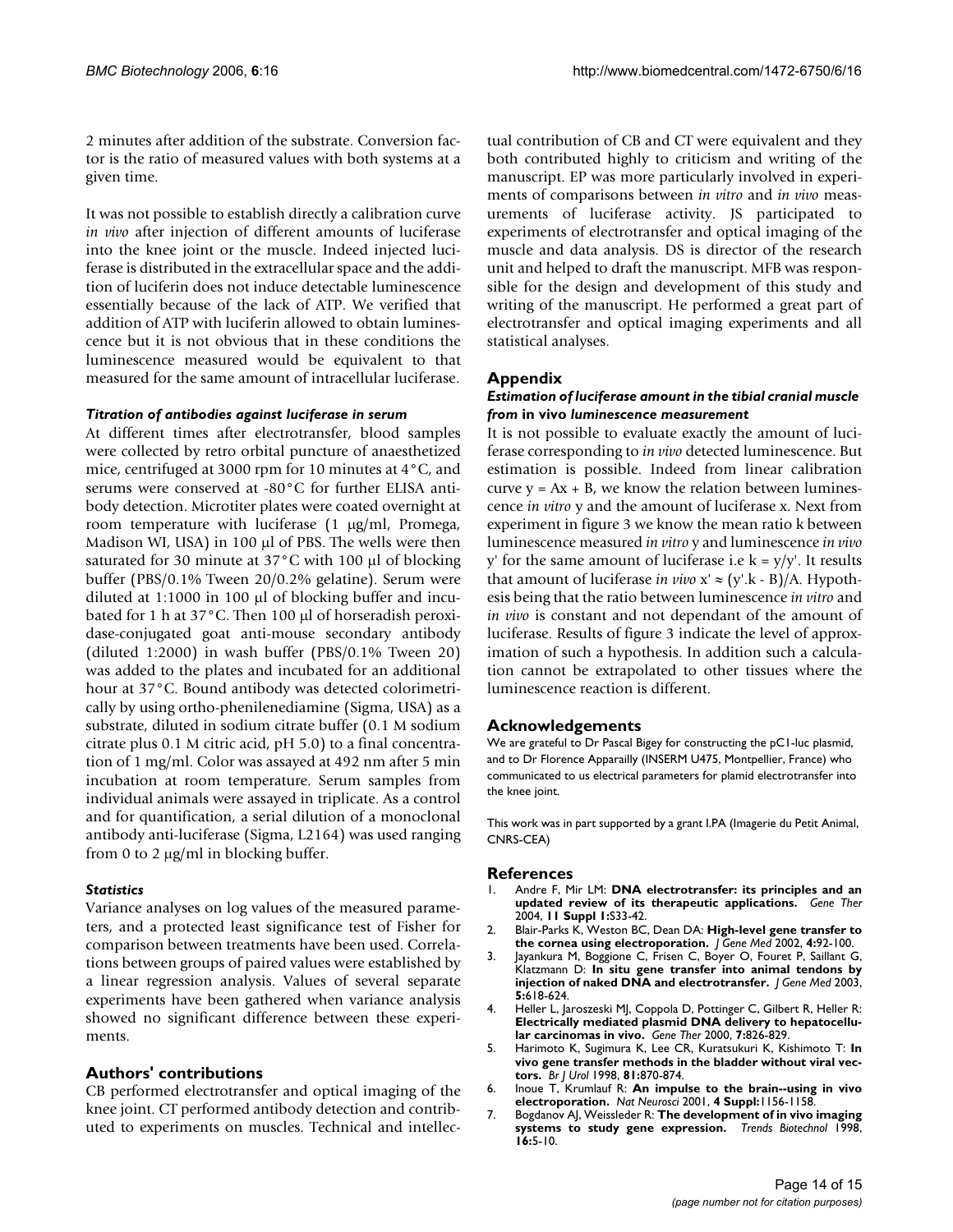2 minutes after addition of the substrate. Conversion factor is the ratio of measured values with both systems at a given time.

It was not possible to establish directly a calibration curve *in vivo* after injection of different amounts of luciferase into the knee joint or the muscle. Indeed injected luciferase is distributed in the extracellular space and the addition of luciferin does not induce detectable luminescence essentially because of the lack of ATP. We verified that addition of ATP with luciferin allowed to obtain luminescence but it is not obvious that in these conditions the luminescence measured would be equivalent to that measured for the same amount of intracellular luciferase.

#### *Titration of antibodies against luciferase in serum*

At different times after electrotransfer, blood samples were collected by retro orbital puncture of anaesthetized mice, centrifuged at 3000 rpm for 10 minutes at 4°C, and serums were conserved at -80°C for further ELISA antibody detection. Microtiter plates were coated overnight at room temperature with luciferase (1 μg/ml, Promega, Madison WI, USA) in 100 μl of PBS. The wells were then saturated for 30 minute at 37°C with 100 μl of blocking buffer (PBS/0.1% Tween 20/0.2% gelatine). Serum were diluted at 1:1000 in 100 μl of blocking buffer and incubated for 1 h at 37°C. Then 100 μl of horseradish peroxidase-conjugated goat anti-mouse secondary antibody (diluted 1:2000) in wash buffer (PBS/0.1% Tween 20) was added to the plates and incubated for an additional hour at 37°C. Bound antibody was detected colorimetrically by using ortho-phenilenediamine (Sigma, USA) as a substrate, diluted in sodium citrate buffer (0.1 M sodium citrate plus 0.1 M citric acid, pH 5.0) to a final concentration of 1 mg/ml. Color was assayed at 492 nm after 5 min incubation at room temperature. Serum samples from individual animals were assayed in triplicate. As a control and for quantification, a serial dilution of a monoclonal antibody anti-luciferase (Sigma, L2164) was used ranging from 0 to 2 μg/ml in blocking buffer.

#### *Statistics*

Variance analyses on log values of the measured parameters, and a protected least significance test of Fisher for comparison between treatments have been used. Correlations between groups of paired values were established by a linear regression analysis. Values of several separate experiments have been gathered when variance analysis showed no significant difference between these experiments.

## Authors' contributions

CB performed electrotransfer and optical imaging of the knee joint. CT performed antibody detection and contributed to experiments on muscles. Technical and intellectual contribution of CB and CT were equivalent and they both contributed highly to criticism and writing of the manuscript. EP was more particularly involved in experiments of comparisons between *in vitro* and *in vivo* measurements of luciferase activity. JS participated to experiments of electrotransfer and optical imaging of the muscle and data analysis. DS is director of the research unit and helped to draft the manuscript. MFB was responsible for the design and development of this study and writing of the manuscript. He performed a great part of electrotransfer and optical imaging experiments and all statistical analyses.

## Appendix

### *Estimation of luciferase amount in the tibial cranial muscle from* in vivo *luminescence measurement*

It is not possible to evaluate exactly the amount of luciferase corresponding to *in vivo* detected luminescence. But estimation is possible. Indeed from linear calibration curve $y = Ax + B$, we know the relation between luminescence *in vitro* y and the amount of luciferase x. Next from experiment in figure 3 we know the mean ratio k between luminescence measured *in vitro* y and luminescence *in vivo* y' for the same amount of luciferase i.e $k = y/y'$. It results that amount of luciferase *in vivo* $x' \approx (y'.k - B)/A$. Hypothesis being that the ratio between luminescence *in vitro* and *in vivo* is constant and not dependant of the amount of luciferase. Results of figure 3 indicate the level of approximation of such a hypothesis. In addition such a calculation cannot be extrapolated to other tissues where the luminescence reaction is different.

## Acknowledgements

We are grateful to Dr Pascal Bigey for constructing the pC1-luc plasmid, and to Dr Florence Apparailly (INSERM U475, Montpellier, France) who communicated to us electrical parameters for plamid electrotransfer into the knee joint.

This work was in part supported by a grant I.PA (Imagerie du Petit Animal, CNRS-CEA)

## References

1. Andre F, Mir LM: **DNA electrotransfer: its principles and an updated review of its therapeutic applications.** *Gene Ther* 2004, **11 Suppl 1:**S33-42.
2. Blair-Parks K, Weston BC, Dean DA: **High-level gene transfer to the cornea using electroporation.** *J Gene Med* 2002, **4:**92-100.
3. Jayankura M, Boggione C, Frisen C, Boyer O, Fouret P, Saillant G, Klatzmann D: **In situ gene transfer into animal tendons by injection of naked DNA and electrotransfer.** *J Gene Med* 2003, **5:**618-624.
4. Heller L, Jaroszeski MJ, Coppola D, Pottinger C, Gilbert R, Heller R: **Electrically mediated plasmid DNA delivery to hepatocellular carcinomas in vivo.** *Gene Ther* 2000, **7:**826-829.
5. Harimoto K, Sugimura K, Lee CR, Kuratsukuri K, Kishimoto T: **In vivo gene transfer methods in the bladder without viral vectors.** *Br J Urol* 1998, **81:**870-874.
6. Inoue T, Krumlauf R: **An impulse to the brain--using in vivo electroporation.** *Nat Neurosci* 2001, **4 Suppl:**1156-1158.
7. Bogdanov AJ, Weissleder R: **The development of in vivo imaging systems to study gene expression.** *Trends Biotechnol* 1998, **16:**5-10.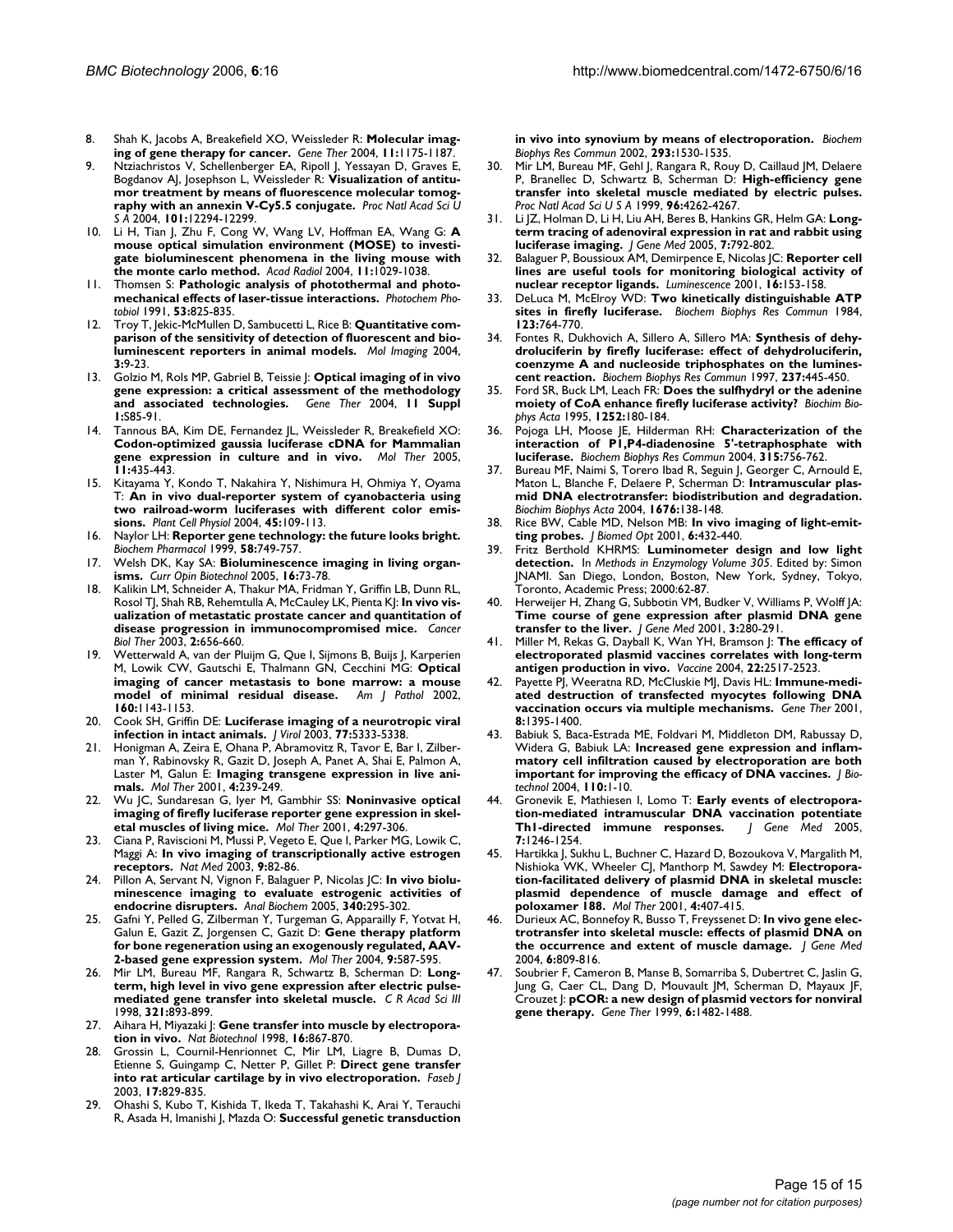8. Shah K, Jacobs A, Breakefield XO, Weissleder R: **Molecular imaging of gene therapy for cancer.** *Gene Ther* 2004, **11:**1175-1187.
9. Ntziachristos V, Schellenberger EA, Ripoll J, Yessayan D, Graves E, Bogdanov AJ, Josephson L, Weissleder R: **Visualization of antitumor treatment by means of fluorescence molecular tomography with an annexin V-Cy5.5 conjugate.** *Proc Natl Acad Sci U S A* 2004, **101:**12294-12299.
10. Li H, Tian J, Zhu F, Cong W, Wang LV, Hoffman EA, Wang G: **A mouse optical simulation environment (MOSE) to investigate bioluminescent phenomena in the living mouse with the monte carlo method.** *Acad Radiol* 2004, **11:**1029-1038.
11. Thomsen S: **Pathologic analysis of photothermal and photomechanical effects of laser-tissue interactions.** *Photochem Photobiol* 1991, **53:**825-835.
12. Troy T, Jekic-McMullen D, Sambucetti L, Rice B: **Quantitative comparison of the sensitivity of detection of fluorescent and bioluminescent reporters in animal models.** *Mol Imaging* 2004, **3:**9-23.
13. Golzio M, Rols MP, Gabriel B, Teissie J: **Optical imaging of in vivo gene expression: a critical assessment of the methodology and associated technologies.** *Gene Ther* 2004, **11 Suppl 1:**S85-91.
14. Tannous BA, Kim DE, Fernandez JL, Weissleder R, Breakefield XO: **Codon-optimized gaussia luciferase cDNA for Mammalian gene expression in culture and in vivo.** *Mol Ther* 2005, **11:**435-443.
15. Kitayama Y, Kondo T, Nakahira Y, Nishimura H, Ohmiya Y, Oyama T: **An in vivo dual-reporter system of cyanobacteria using two railroad-worm luciferases with different color emissions.** *Plant Cell Physiol* 2004, **45:**109-113.
16. Naylor LH: **Reporter gene technology: the future looks bright.** *Biochem Pharmacol* 1999, **58:**749-757.
17. Welsh DK, Kay SA: **Bioluminescence imaging in living organisms.** *Curr Opin Biotechnol* 2005, **16:**73-78.
18. Kalikin LM, Schneider A, Thakur MA, Fridman Y, Griffin LB, Dunn RL, Rosol TJ, Shah RB, Rehemtulla A, McCauley LK, Pienta KJ: **In vivo visualization of metastatic prostate cancer and quantitation of disease progression in immunocompromised mice.** *Cancer Biol Ther* 2003, **2:**656-660.
19. Wetterwald A, van der Pluijm G, Que I, Sijmons B, Buijs J, Karperien M, Lowik CW, Gautschi E, Thalmann GN, Cecchini MG: **Optical imaging of cancer metastasis to bone marrow: a mouse model of minimal residual disease.** *Am J Pathol* 2002, **160:**1143-1153.
20. Cook SH, Griffin DE: **Luciferase imaging of a neurotropic viral infection in intact animals.** *J Virol* 2003, **77:**5333-5338.
21. Honigman A, Zeira E, Ohana P, Abramovitz R, Tavor E, Bar I, Zilberman Y, Rabinovsky R, Gazit D, Joseph A, Panet A, Shai E, Palmon A, Laster M, Galun E: **Imaging transgene expression in live animals.** *Mol Ther* 2001, **4:**239-249.
22. Wu JC, Sundaresan G, Iyer M, Gambhir SS: **Noninvasive optical imaging of firefly luciferase reporter gene expression in skeletal muscles of living mice.** *Mol Ther* 2001, **4:**297-306.
23. Ciana P, Raviscioni M, Mussi P, Vegeto E, Que I, Parker MG, Lowik C, Maggi A: **In vivo imaging of transcriptionally active estrogen receptors.** *Nat Med* 2003, **9:**82-86.
24. Pillon A, Servant N, Vignon F, Balaguer P, Nicolas JC: **In vivo bioluminescence imaging to evaluate estrogenic activities of endocrine disrupters.** *Anal Biochem* 2005, **340:**295-302.
25. Gafni Y, Pelled G, Zilberman Y, Turgeman G, Apparailly F, Yotvat H, Galun E, Gazit Z, Jorgensen C, Gazit D: **Gene therapy platform for bone regeneration using an exogenously regulated, AAV-2-based gene expression system.** *Mol Ther* 2004, **9:**587-595.
26. Mir LM, Bureau MF, Rangara R, Schwartz B, Scherman D: **Long-term, high level in vivo gene expression after electric pulse-mediated gene transfer into skeletal muscle.** *C R Acad Sci III* 1998, **321:**893-899.
27. Aihara H, Miyazaki J: **Gene transfer into muscle by electroporation in vivo.** *Nat Biotechnol* 1998, **16:**867-870.
28. Grossin L, Cournil-Henrionnet C, Mir LM, Liagre B, Dumas D, Etienne S, Guingamp C, Netter P, Gillet P: **Direct gene transfer into rat articular cartilage by in vivo electroporation.** *Faseb J* 2003, **17:**829-835.
29. Ohashi S, Kubo T, Kishida T, Ikeda T, Takahashi K, Arai Y, Terauchi R, Asada H, Imanishi J, Mazda O: **Successful genetic transduction in vivo into synovium by means of electroporation.** *Biochem Biophys Res Commun* 2002, **293:**1530-1535.
30. Mir LM, Bureau MF, Gehl J, Rangara R, Rouy D, Caillaud JM, Delaere P, Branellec D, Schwartz B, Scherman D: **High-efficiency gene transfer into skeletal muscle mediated by electric pulses.** *Proc Natl Acad Sci U S A* 1999, **96:**4262-4267.
31. Li JZ, Holman D, Li H, Liu AH, Beres B, Hankins GR, Helm GA: **Long-term tracing of adenoviral expression in rat and rabbit using luciferase imaging.** *J Gene Med* 2005, **7:**792-802.
32. Balaguer P, Boussioux AM, Demirpence E, Nicolas JC: **Reporter cell lines are useful tools for monitoring biological activity of nuclear receptor ligands.** *Luminescence* 2001, **16:**153-158.
33. DeLuca M, McElroy WD: **Two kinetically distinguishable ATP sites in firefly luciferase.** *Biochem Biophys Res Commun* 1984, **123:**764-770.
34. Fontes R, Dukhovich A, Sillero A, Sillero MA: **Synthesis of dehydroluciferin by firefly luciferase: effect of dehydroluciferin, coenzyme A and nucleoside triphosphates on the luminescent reaction.** *Biochem Biophys Res Commun* 1997, **237:**445-450.
35. Ford SR, Buck LM, Leach FR: **Does the sulfhydryl or the adenine moiety of CoA enhance firefly luciferase activity?** *Biochim Biophys Acta* 1995, **1252:**180-184.
36. Pojoga LH, Moose JE, Hilderman RH: **Characterization of the interaction of P1,P4-diadenosine 5'-tetraphosphate with luciferase.** *Biochem Biophys Res Commun* 2004, **315:**756-762.
37. Bureau MF, Naimi S, Torero Ibad R, Seguin J, Georger C, Arnould E, Maton L, Blanche F, Delaere P, Scherman D: **Intramuscular plasmid DNA electrotransfer: biodistribution and degradation.** *Biochim Biophys Acta* 2004, **1676:**138-148.
38. Rice BW, Cable MD, Nelson MB: **In vivo imaging of light-emitting probes.** *J Biomed Opt* 2001, **6:**432-440.
39. Fritz Berthold KHRMS: **Luminometer design and low light detection.** In *Methods in Enzymology Volume 305*. Edited by: Simon JNAMI. San Diego, London, Boston, New York, Sydney, Tokyo, Toronto, Academic Press; 2000:62-87.
40. Herweijer H, Zhang G, Subbotin VM, Budker V, Williams P, Wolff JA: **Time course of gene expression after plasmid DNA gene transfer to the liver.** *J Gene Med* 2001, **3:**280-291.
41. Miller M, Rekas G, Dayball K, Wan YH, Bramson J: **The efficacy of electroporated plasmid vaccines correlates with long-term antigen production in vivo.** *Vaccine* 2004, **22:**2517-2523.
42. Payette PJ, Weeratna RD, McCluskie MJ, Davis HL: **Immune-mediated destruction of transfected myocytes following DNA vaccination occurs via multiple mechanisms.** *Gene Ther* 2001, **8:**1395-1400.
43. Babiuk S, Baca-Estrada ME, Foldvari M, Middleton DM, Rabussay D, Widera G, Babiuk LA: **Increased gene expression and inflammatory cell infiltration caused by electroporation are both important for improving the efficacy of DNA vaccines.** *J Biotechnol* 2004, **110:**1-10.
44. Gronevik E, Mathiesen I, Lomo T: **Early events of electroporation-mediated intramuscular DNA vaccination potentiate Th1-directed immune responses.** *J Gene Med* 2005, **7:**1246-1254.
45. Hartikka J, Sukhu L, Buchner C, Hazard D, Bozoukova V, Margalith M, Nishioka WK, Wheeler CJ, Manthorp M, Sawdey M: **Electroporation-facilitated delivery of plasmid DNA in skeletal muscle: plasmid dependence of muscle damage and effect of poloxamer 188.** *Mol Ther* 2001, **4:**407-415.
46. Durieux AC, Bonnefoy R, Busso T, Freyssenet D: **In vivo gene electrotransfer into skeletal muscle: effects of plasmid DNA on the occurrence and extent of muscle damage.** *J Gene Med* 2004, **6:**809-816.
47. Soubrier F, Cameron B, Manse B, Somarriba S, Dubertret C, Jaslin G, Jung G, Caer CL, Dang D, Mouvault JM, Scherman D, Mayaux JF, Crouzet J: **pCOR: a new design of plasmid vectors for nonviral gene therapy.** *Gene Ther* 1999, **6:**1482-1488.